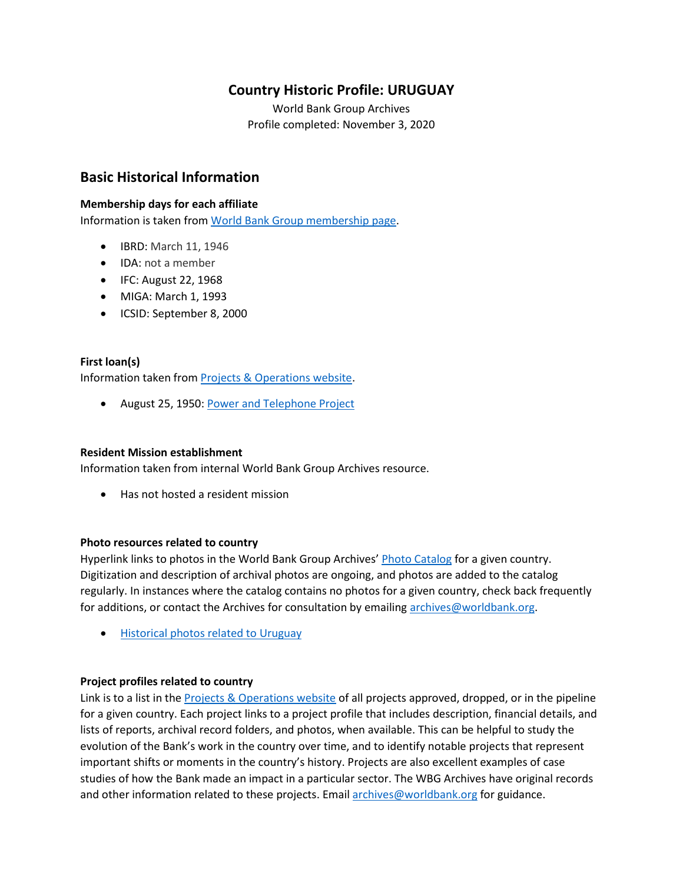# Country Historic Profile: URUGUAY

World Bank Group Archives
Profile completed: November 3, 2020

## Basic Historical Information

### Membership days for each affiliate

Information is taken from World Bank Group membership page.

- IBRD: March 11, 1946
- IDA: not a member
- IFC: August 22, 1968
- MIGA: March 1, 1993
- ICSID: September 8, 2000

### First loan(s)

Information taken from Projects & Operations website.

- August 25, 1950: Power and Telephone Project

### Resident Mission establishment

Information taken from internal World Bank Group Archives resource.

- Has not hosted a resident mission

### Photo resources related to country

Hyperlink links to photos in the World Bank Group Archives' Photo Catalog for a given country. Digitization and description of archival photos are ongoing, and photos are added to the catalog regularly. In instances where the catalog contains no photos for a given country, check back frequently for additions, or contact the Archives for consultation by emailing archives@worldbank.org.

- Historical photos related to Uruguay

### Project profiles related to country

Link is to a list in the Projects & Operations website of all projects approved, dropped, or in the pipeline for a given country. Each project links to a project profile that includes description, financial details, and lists of reports, archival record folders, and photos, when available. This can be helpful to study the evolution of the Bank's work in the country over time, and to identify notable projects that represent important shifts or moments in the country's history. Projects are also excellent examples of case studies of how the Bank made an impact in a particular sector. The WBG Archives have original records and other information related to these projects. Email archives@worldbank.org for guidance.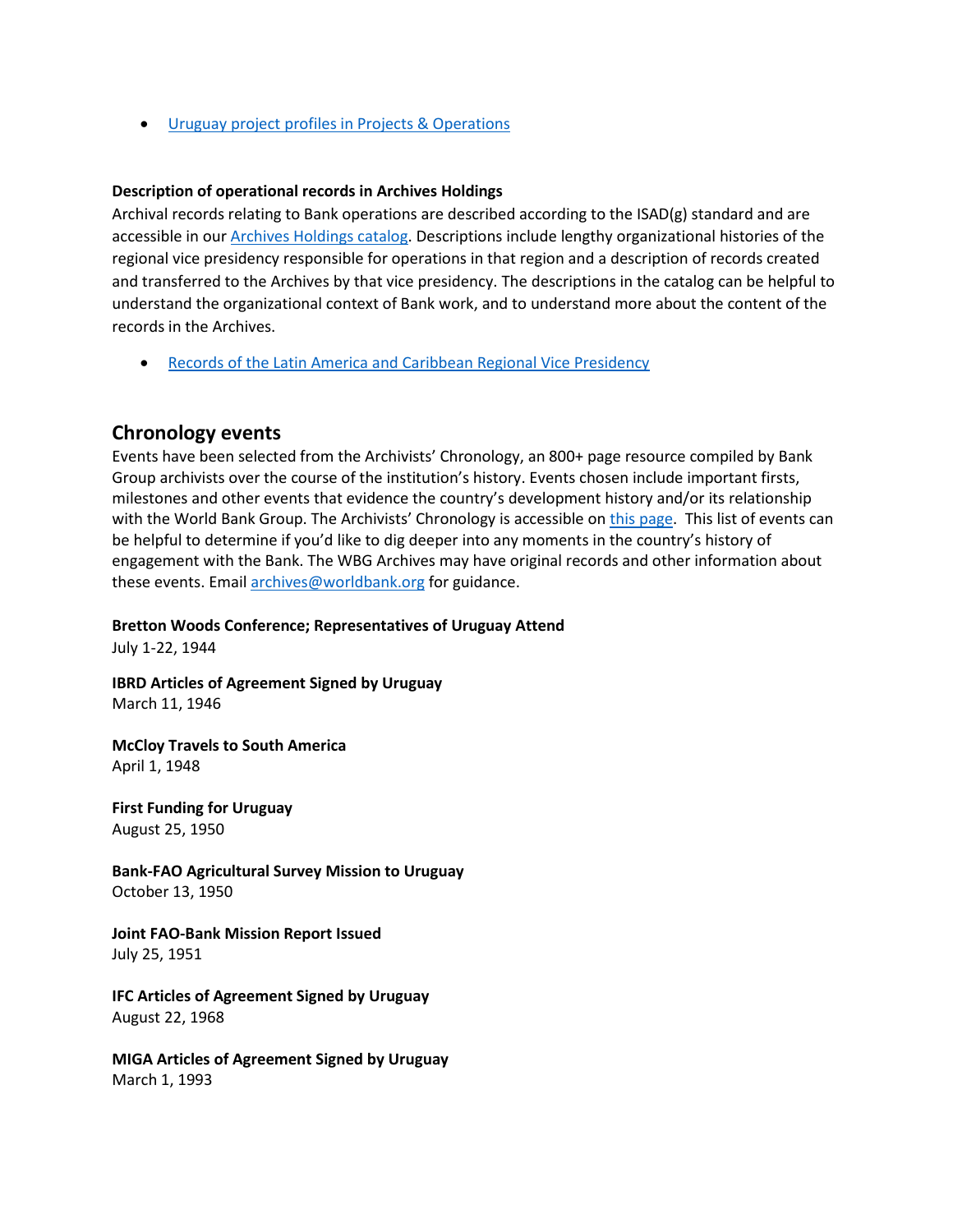- [Uruguay project profiles in Projects & Operations]()

**Description of operational records in Archives Holdings**

Archival records relating to Bank operations are described according to the ISAD(g) standard and are accessible in our [Archives Holdings catalog](). Descriptions include lengthy organizational histories of the regional vice presidency responsible for operations in that region and a description of records created and transferred to the Archives by that vice presidency. The descriptions in the catalog can be helpful to understand the organizational context of Bank work, and to understand more about the content of the records in the Archives.

- [Records of the Latin America and Caribbean Regional Vice Presidency]()

## Chronology events

Events have been selected from the Archivists' Chronology, an 800+ page resource compiled by Bank Group archivists over the course of the institution's history. Events chosen include important firsts, milestones and other events that evidence the country's development history and/or its relationship with the World Bank Group. The Archivists' Chronology is accessible on [this page](). This list of events can be helpful to determine if you'd like to dig deeper into any moments in the country's history of engagement with the Bank. The WBG Archives may have original records and other information about these events. Email [archives@worldbank.org]() for guidance.

**Bretton Woods Conference; Representatives of Uruguay Attend**
July 1-22, 1944

**IBRD Articles of Agreement Signed by Uruguay**
March 11, 1946

**McCloy Travels to South America**
April 1, 1948

**First Funding for Uruguay**
August 25, 1950

**Bank-FAO Agricultural Survey Mission to Uruguay**
October 13, 1950

**Joint FAO-Bank Mission Report Issued**
July 25, 1951

**IFC Articles of Agreement Signed by Uruguay**
August 22, 1968

**MIGA Articles of Agreement Signed by Uruguay**
March 1, 1993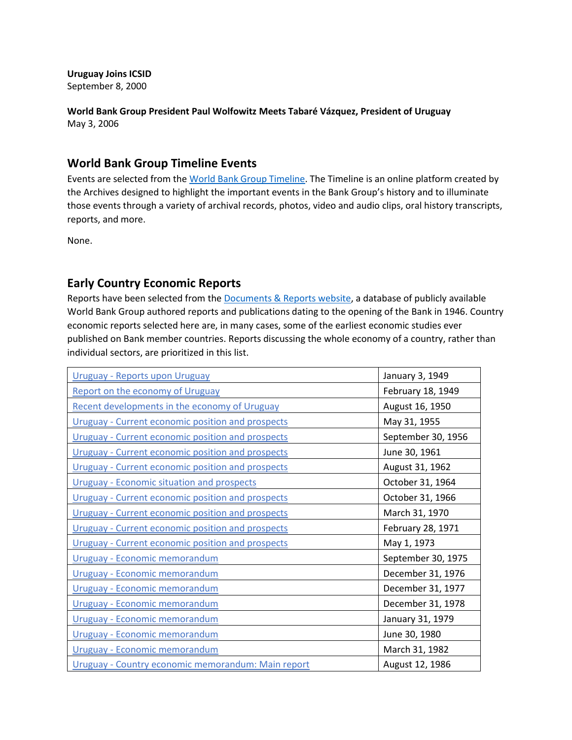**Uruguay Joins ICSID**
September 8, 2000

**World Bank Group President Paul Wolfowitz Meets Tabaré Vázquez, President of Uruguay**
May 3, 2006

## World Bank Group Timeline Events

Events are selected from the World Bank Group Timeline. The Timeline is an online platform created by the Archives designed to highlight the important events in the Bank Group's history and to illuminate those events through a variety of archival records, photos, video and audio clips, oral history transcripts, reports, and more.

None.

## Early Country Economic Reports

Reports have been selected from the Documents & Reports website, a database of publicly available World Bank Group authored reports and publications dating to the opening of the Bank in 1946. Country economic reports selected here are, in many cases, some of the earliest economic studies ever published on Bank member countries. Reports discussing the whole economy of a country, rather than individual sectors, are prioritized in this list.

| | |
|---|---|
| Uruguay - Reports upon Uruguay | January 3, 1949 |
| Report on the economy of Uruguay | February 18, 1949 |
| Recent developments in the economy of Uruguay | August 16, 1950 |
| Uruguay - Current economic position and prospects | May 31, 1955 |
| Uruguay - Current economic position and prospects | September 30, 1956 |
| Uruguay - Current economic position and prospects | June 30, 1961 |
| Uruguay - Current economic position and prospects | August 31, 1962 |
| Uruguay - Economic situation and prospects | October 31, 1964 |
| Uruguay - Current economic position and prospects | October 31, 1966 |
| Uruguay - Current economic position and prospects | March 31, 1970 |
| Uruguay - Current economic position and prospects | February 28, 1971 |
| Uruguay - Current economic position and prospects | May 1, 1973 |
| Uruguay - Economic memorandum | September 30, 1975 |
| Uruguay - Economic memorandum | December 31, 1976 |
| Uruguay - Economic memorandum | December 31, 1977 |
| Uruguay - Economic memorandum | December 31, 1978 |
| Uruguay - Economic memorandum | January 31, 1979 |
| Uruguay - Economic memorandum | June 30, 1980 |
| Uruguay - Economic memorandum | March 31, 1982 |
| Uruguay - Country economic memorandum: Main report | August 12, 1986 |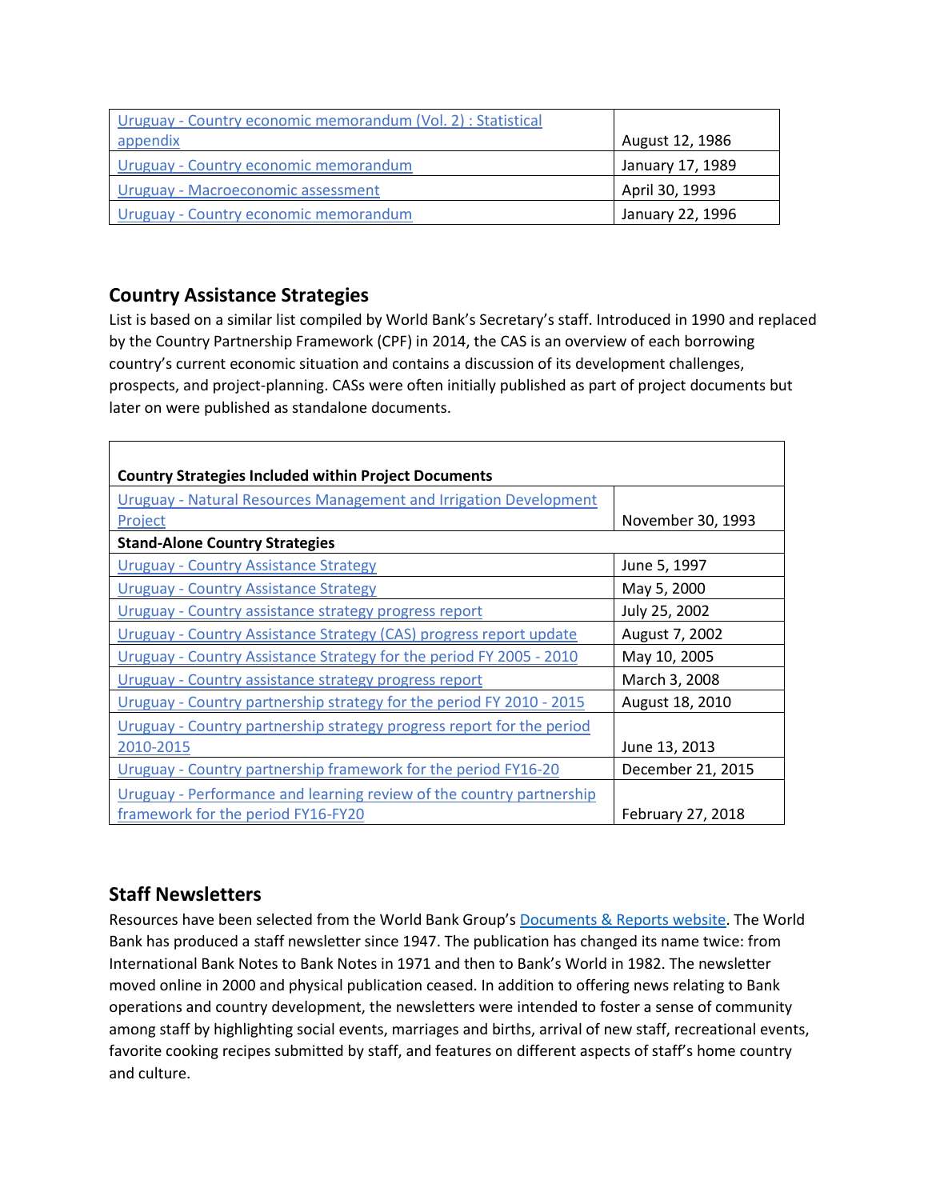| | |
|---|---|
| Uruguay - Country economic memorandum (Vol. 2) : Statistical appendix | August 12, 1986 |
| Uruguay - Country economic memorandum | January 17, 1989 |
| Uruguay - Macroeconomic assessment | April 30, 1993 |
| Uruguay - Country economic memorandum | January 22, 1996 |

## Country Assistance Strategies

List is based on a similar list compiled by World Bank's Secretary's staff. Introduced in 1990 and replaced by the Country Partnership Framework (CPF) in 2014, the CAS is an overview of each borrowing country's current economic situation and contains a discussion of its development challenges, prospects, and project-planning. CASs were often initially published as part of project documents but later on were published as standalone documents.

| **Country Strategies Included within Project Documents** | |
|---|---|
| Uruguay - Natural Resources Management and Irrigation Development Project | November 30, 1993 |
| **Stand-Alone Country Strategies** | |
| Uruguay - Country Assistance Strategy | June 5, 1997 |
| Uruguay - Country Assistance Strategy | May 5, 2000 |
| Uruguay - Country assistance strategy progress report | July 25, 2002 |
| Uruguay - Country Assistance Strategy (CAS) progress report update | August 7, 2002 |
| Uruguay - Country Assistance Strategy for the period FY 2005 - 2010 | May 10, 2005 |
| Uruguay - Country assistance strategy progress report | March 3, 2008 |
| Uruguay - Country partnership strategy for the period FY 2010 - 2015 | August 18, 2010 |
| Uruguay - Country partnership strategy progress report for the period 2010-2015 | June 13, 2013 |
| Uruguay - Country partnership framework for the period FY16-20 | December 21, 2015 |
| Uruguay - Performance and learning review of the country partnership framework for the period FY16-FY20 | February 27, 2018 |

## Staff Newsletters

Resources have been selected from the World Bank Group's Documents & Reports website. The World Bank has produced a staff newsletter since 1947. The publication has changed its name twice: from International Bank Notes to Bank Notes in 1971 and then to Bank's World in 1982. The newsletter moved online in 2000 and physical publication ceased. In addition to offering news relating to Bank operations and country development, the newsletters were intended to foster a sense of community among staff by highlighting social events, marriages and births, arrival of new staff, recreational events, favorite cooking recipes submitted by staff, and features on different aspects of staff's home country and culture.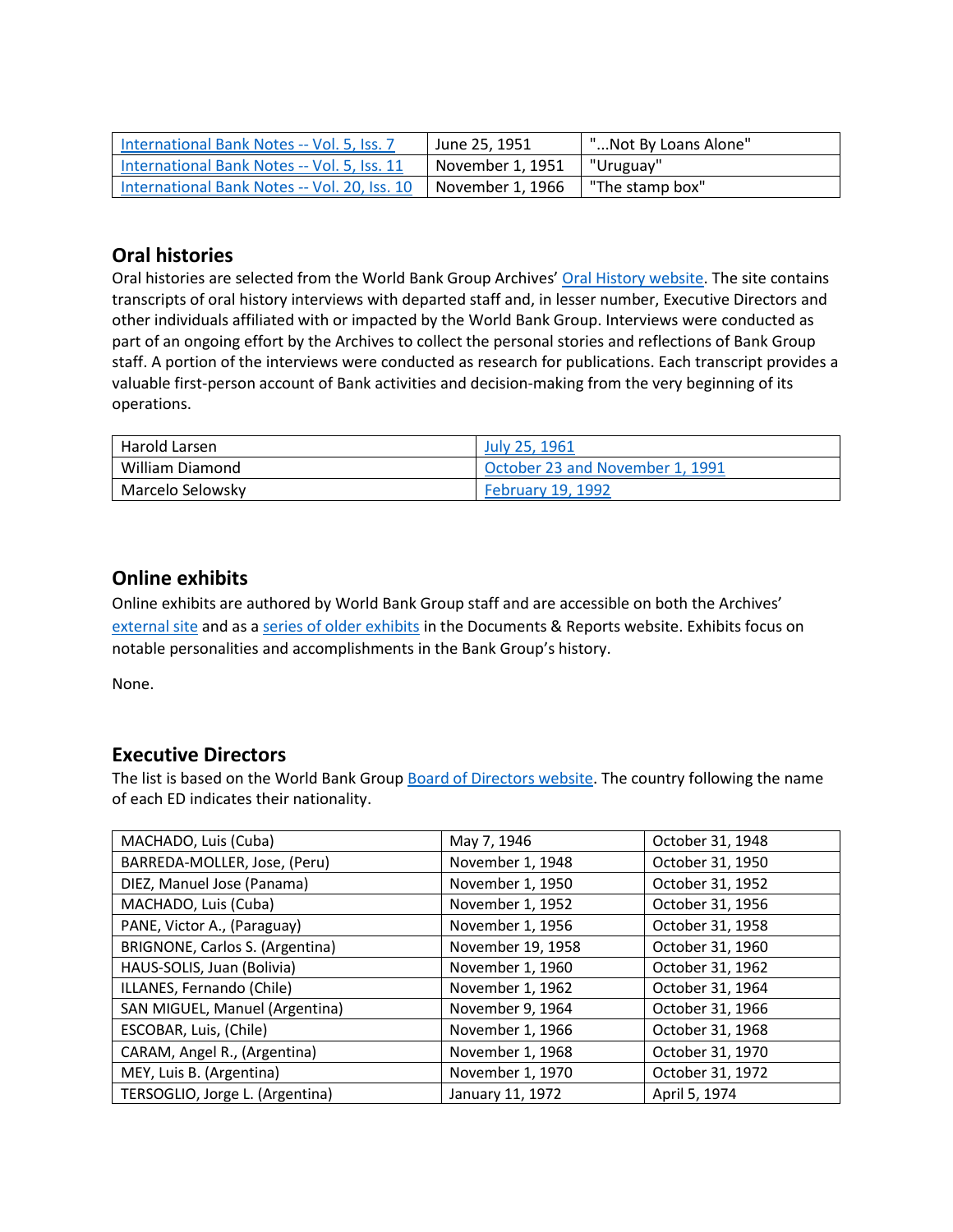| [International Bank Notes -- Vol. 5, Iss. 7]() | June 25, 1951 | "...Not By Loans Alone" |
| --- | --- | --- |
| [International Bank Notes -- Vol. 5, Iss. 11]() | November 1, 1951 | "Uruguay" |
| [International Bank Notes -- Vol. 20, Iss. 10]() | November 1, 1966 | "The stamp box" |

## Oral histories

Oral histories are selected from the World Bank Group Archives' [Oral History website](). The site contains transcripts of oral history interviews with departed staff and, in lesser number, Executive Directors and other individuals affiliated with or impacted by the World Bank Group. Interviews were conducted as part of an ongoing effort by the Archives to collect the personal stories and reflections of Bank Group staff. A portion of the interviews were conducted as research for publications. Each transcript provides a valuable first-person account of Bank activities and decision-making from the very beginning of its operations.

| Harold Larsen | [July 25, 1961]() |
| --- | --- |
| William Diamond | [October 23 and November 1, 1991]() |
| Marcelo Selowsky | [February 19, 1992]() |

## Online exhibits

Online exhibits are authored by World Bank Group staff and are accessible on both the Archives' [external site]() and as a [series of older exhibits]() in the Documents & Reports website. Exhibits focus on notable personalities and accomplishments in the Bank Group's history.

None.

## Executive Directors

The list is based on the World Bank Group [Board of Directors website](). The country following the name of each ED indicates their nationality.

| MACHADO, Luis (Cuba) | May 7, 1946 | October 31, 1948 |
| --- | --- | --- |
| BARREDA-MOLLER, Jose, (Peru) | November 1, 1948 | October 31, 1950 |
| DIEZ, Manuel Jose (Panama) | November 1, 1950 | October 31, 1952 |
| MACHADO, Luis (Cuba) | November 1, 1952 | October 31, 1956 |
| PANE, Victor A., (Paraguay) | November 1, 1956 | October 31, 1958 |
| BRIGNONE, Carlos S. (Argentina) | November 19, 1958 | October 31, 1960 |
| HAUS-SOLIS, Juan (Bolivia) | November 1, 1960 | October 31, 1962 |
| ILLANES, Fernando (Chile) | November 1, 1962 | October 31, 1964 |
| SAN MIGUEL, Manuel (Argentina) | November 9, 1964 | October 31, 1966 |
| ESCOBAR, Luis, (Chile) | November 1, 1966 | October 31, 1968 |
| CARAM, Angel R., (Argentina) | November 1, 1968 | October 31, 1970 |
| MEY, Luis B. (Argentina) | November 1, 1970 | October 31, 1972 |
| TERSOGLIO, Jorge L. (Argentina) | January 11, 1972 | April 5, 1974 |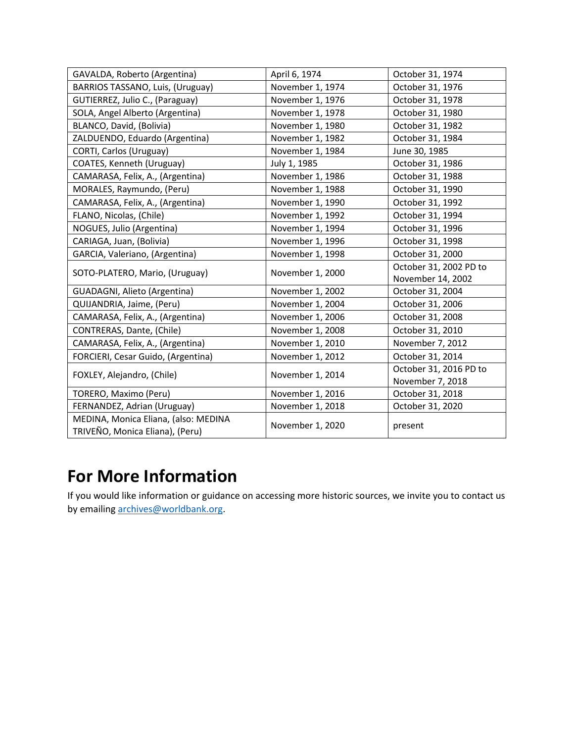| | | |
|---|---|---|
| GAVALDA, Roberto (Argentina) | April 6, 1974 | October 31, 1974 |
| BARRIOS TASSANO, Luis, (Uruguay) | November 1, 1974 | October 31, 1976 |
| GUTIERREZ, Julio C., (Paraguay) | November 1, 1976 | October 31, 1978 |
| SOLA, Angel Alberto (Argentina) | November 1, 1978 | October 31, 1980 |
| BLANCO, David, (Bolivia) | November 1, 1980 | October 31, 1982 |
| ZALDUENDO, Eduardo (Argentina) | November 1, 1982 | October 31, 1984 |
| CORTI, Carlos (Uruguay) | November 1, 1984 | June 30, 1985 |
| COATES, Kenneth (Uruguay) | July 1, 1985 | October 31, 1986 |
| CAMARASA, Felix, A., (Argentina) | November 1, 1986 | October 31, 1988 |
| MORALES, Raymundo, (Peru) | November 1, 1988 | October 31, 1990 |
| CAMARASA, Felix, A., (Argentina) | November 1, 1990 | October 31, 1992 |
| FLANO, Nicolas, (Chile) | November 1, 1992 | October 31, 1994 |
| NOGUES, Julio (Argentina) | November 1, 1994 | October 31, 1996 |
| CARIAGA, Juan, (Bolivia) | November 1, 1996 | October 31, 1998 |
| GARCIA, Valeriano, (Argentina) | November 1, 1998 | October 31, 2000 |
| SOTO-PLATERO, Mario, (Uruguay) | November 1, 2000 | October 31, 2002 PD to November 14, 2002 |
| GUADAGNI, Alieto (Argentina) | November 1, 2002 | October 31, 2004 |
| QUIJANDRIA, Jaime, (Peru) | November 1, 2004 | October 31, 2006 |
| CAMARASA, Felix, A., (Argentina) | November 1, 2006 | October 31, 2008 |
| CONTRERAS, Dante, (Chile) | November 1, 2008 | October 31, 2010 |
| CAMARASA, Felix, A., (Argentina) | November 1, 2010 | November 7, 2012 |
| FORCIERI, Cesar Guido, (Argentina) | November 1, 2012 | October 31, 2014 |
| FOXLEY, Alejandro, (Chile) | November 1, 2014 | October 31, 2016 PD to November 7, 2018 |
| TORERO, Maximo (Peru) | November 1, 2016 | October 31, 2018 |
| FERNANDEZ, Adrian (Uruguay) | November 1, 2018 | October 31, 2020 |
| MEDINA, Monica Eliana, (also: MEDINA TRIVEÑO, Monica Eliana), (Peru) | November 1, 2020 | present |

# For More Information

If you would like information or guidance on accessing more historic sources, we invite you to contact us by emailing archives@worldbank.org.